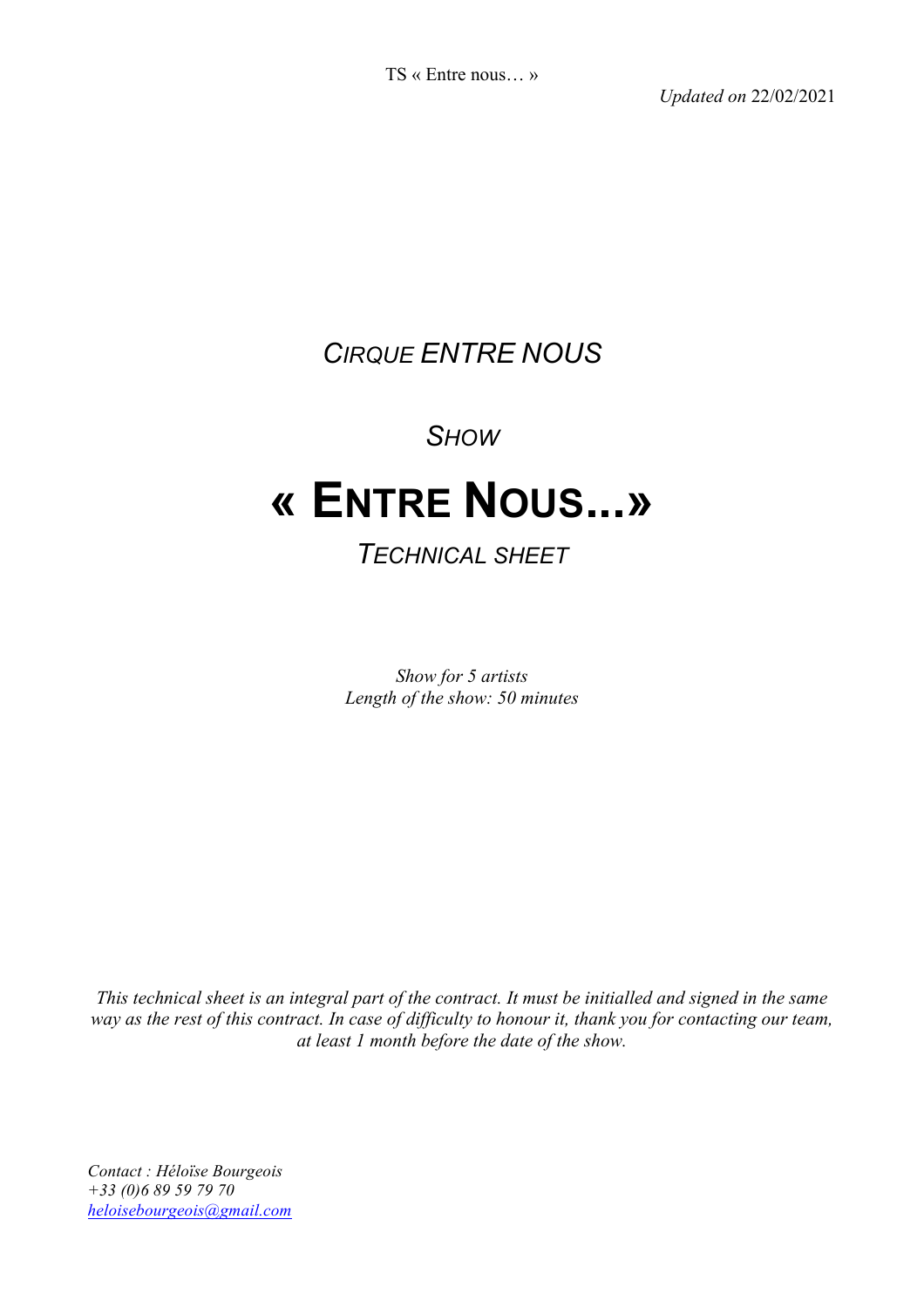*Updated on* 22/02/2021

## *Cirque Entre Nous*

### *Show*

# « Entre Nous...»

### *Technical sheet*

*Show for 5 artists*
*Length of the show: 50 minutes*

*This technical sheet is an integral part of the contract. It must be initialled and signed in the same way as the rest of this contract. In case of difficulty to honour it, thank you for contacting our team, at least 1 month before the date of the show.*

*Contact : Héloïse Bourgeois*
*+33 (0)6 89 59 79 70*
*heloisebourgeois@gmail.com*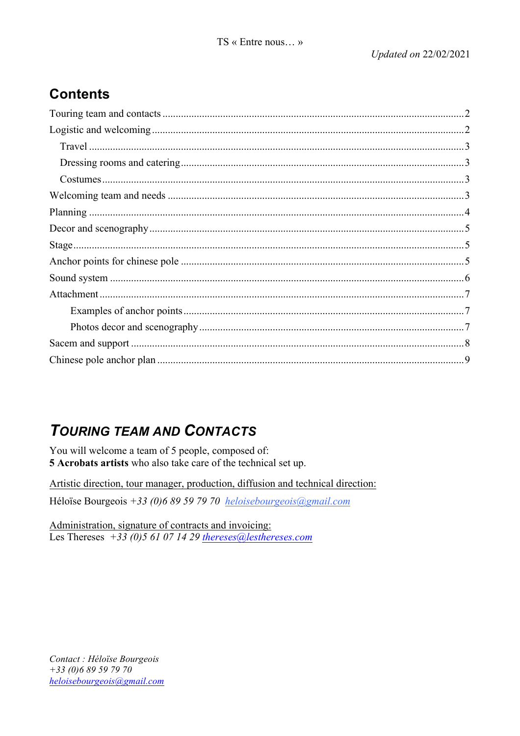## Contents

- Touring team and contacts ..... 2
- Logistic and welcoming ..... 2
  - Travel ..... 3
  - Dressing rooms and catering ..... 3
  - Costumes ..... 3
- Welcoming team and needs ..... 3
- Planning ..... 4
- Decor and scenography ..... 5
- Stage ..... 5
- Anchor points for chinese pole ..... 5
- Sound system ..... 6
- Attachment ..... 7
  - Examples of anchor points ..... 7
  - Photos decor and scenography ..... 7
- Sacem and support ..... 8
- Chinese pole anchor plan ..... 9

## *TOURING TEAM AND CONTACTS*

You will welcome a team of 5 people, composed of:
**5 Acrobats artists** who also take care of the technical set up.

Artistic direction, tour manager, production, diffusion and technical direction:

Héloïse Bourgeois *+33 (0)6 89 59 79 70* *heloisebourgeois@gmail.com*

Administration, signature of contracts and invoicing:
Les Thereses *+33 (0)5 61 07 14 29* *thereses@lesthereses.com*

*Contact : Héloïse Bourgeois*
*+33 (0)6 89 59 79 70*
*heloisebourgeois@gmail.com*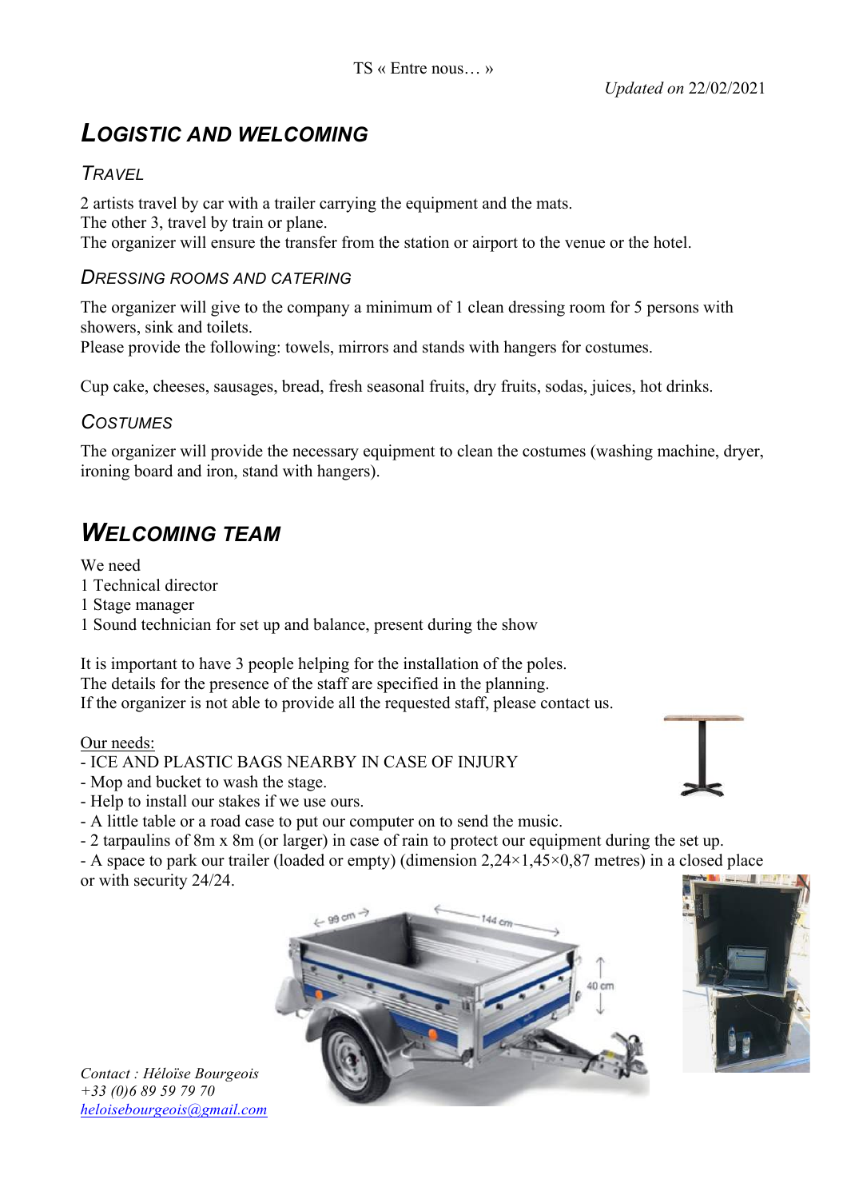*Updated on* 22/02/2021

# Logistic and welcoming

## Travel

2 artists travel by car with a trailer carrying the equipment and the mats.
The other 3, travel by train or plane.
The organizer will ensure the transfer from the station or airport to the venue or the hotel.

## Dressing rooms and catering

The organizer will give to the company a minimum of 1 clean dressing room for 5 persons with showers, sink and toilets.
Please provide the following: towels, mirrors and stands with hangers for costumes.

Cup cake, cheeses, sausages, bread, fresh seasonal fruits, dry fruits, sodas, juices, hot drinks.

## Costumes

The organizer will provide the necessary equipment to clean the costumes (washing machine, dryer, ironing board and iron, stand with hangers).

# Welcoming team

We need
1 Technical director
1 Stage manager
1 Sound technician for set up and balance, present during the show

It is important to have 3 people helping for the installation of the poles.
The details for the presence of the staff are specified in the planning.
If the organizer is not able to provide all the requested staff, please contact us.

Our needs:
- ICE AND PLASTIC BAGS NEARBY IN CASE OF INJURY
- Mop and bucket to wash the stage.
- Help to install our stakes if we use ours.
- A little table or a road case to put our computer on to send the music.
- 2 tarpaulins of 8m x 8m (or larger) in case of rain to protect our equipment during the set up.
- A space to park our trailer (loaded or empty) (dimension 2,24×1,45×0,87 metres) in a closed place or with security 24/24.

*Contact : Héloïse Bourgeois*
*+33 (0)6 89 59 79 70*
*heloisebourgeois@gmail.com*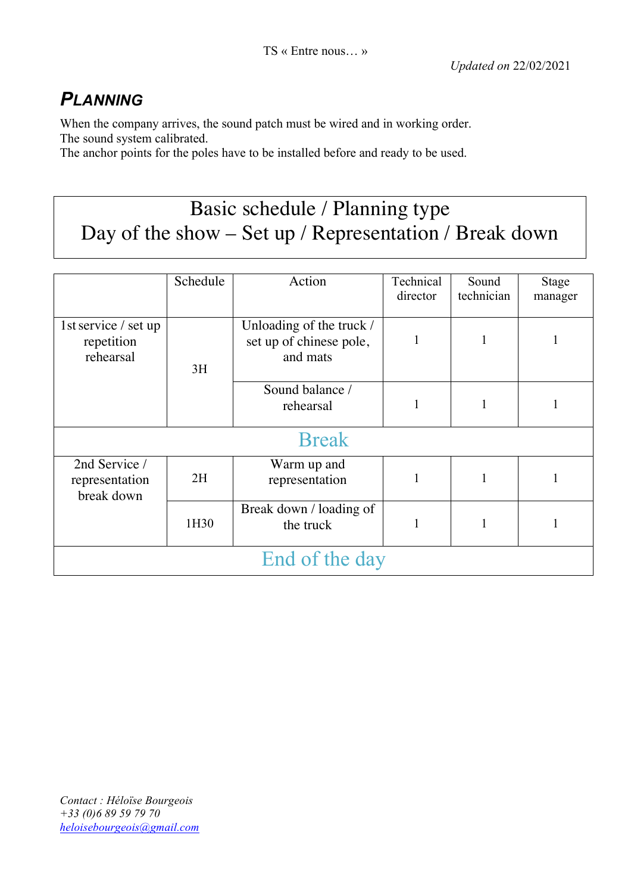TS « Entre nous… »

*Updated on* 22/02/2021

## Planning

When the company arrives, the sound patch must be wired and in working order.
The sound system calibrated.
The anchor points for the poles have to be installed before and ready to be used.

| Basic schedule / Planning type<br>Day of the show – Set up / Representation / Break down |
|---|

| | Schedule | Action | Technical director | Sound technician | Stage manager |
|---|---|---|---|---|---|
| 1st service / set up repetition rehearsal | 3H | Unloading of the truck / set up of chinese pole, and mats | 1 | 1 | 1 |
| | | Sound balance / rehearsal | 1 | 1 | 1 |
| Break | | | | | |
| 2nd Service / representation break down | 2H | Warm up and representation | 1 | 1 | 1 |
| | 1H30 | Break down / loading of the truck | 1 | 1 | 1 |
| End of the day | | | | | |

*Contact : Héloïse Bourgeois*
*+33 (0)6 89 59 79 70*
*heloisebourgeois@gmail.com*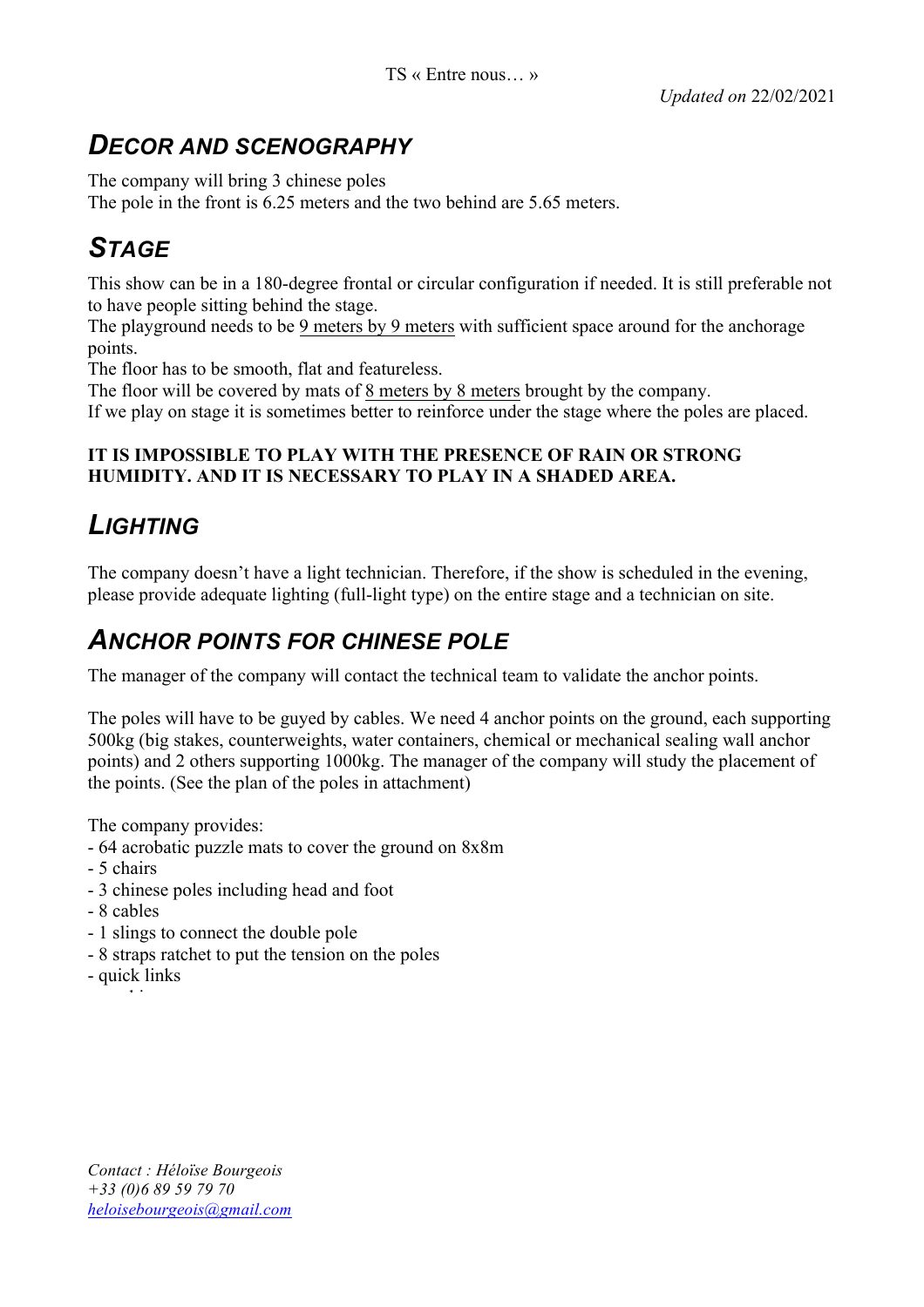## DECOR AND SCENOGRAPHY

The company will bring 3 chinese poles
The pole in the front is 6.25 meters and the two behind are 5.65 meters.

## STAGE

This show can be in a 180-degree frontal or circular configuration if needed. It is still preferable not to have people sitting behind the stage.
The playground needs to be 9 meters by 9 meters with sufficient space around for the anchorage points.
The floor has to be smooth, flat and featureless.
The floor will be covered by mats of 8 meters by 8 meters brought by the company.
If we play on stage it is sometimes better to reinforce under the stage where the poles are placed.

**IT IS IMPOSSIBLE TO PLAY WITH THE PRESENCE OF RAIN OR STRONG HUMIDITY. AND IT IS NECESSARY TO PLAY IN A SHADED AREA.**

## LIGHTING

The company doesn't have a light technician. Therefore, if the show is scheduled in the evening, please provide adequate lighting (full-light type) on the entire stage and a technician on site.

## ANCHOR POINTS FOR CHINESE POLE

The manager of the company will contact the technical team to validate the anchor points.

The poles will have to be guyed by cables. We need 4 anchor points on the ground, each supporting 500kg (big stakes, counterweights, water containers, chemical or mechanical sealing wall anchor points) and 2 others supporting 1000kg. The manager of the company will study the placement of the points. (See the plan of the poles in attachment)

The company provides:

- 64 acrobatic puzzle mats to cover the ground on 8x8m
- 5 chairs
- 3 chinese poles including head and foot
- 8 cables
- 1 slings to connect the double pole
- 8 straps ratchet to put the tension on the poles
- quick links

*Contact : Héloïse Bourgeois*
*+33 (0)6 89 59 79 70*
*heloisebourgeois@gmail.com*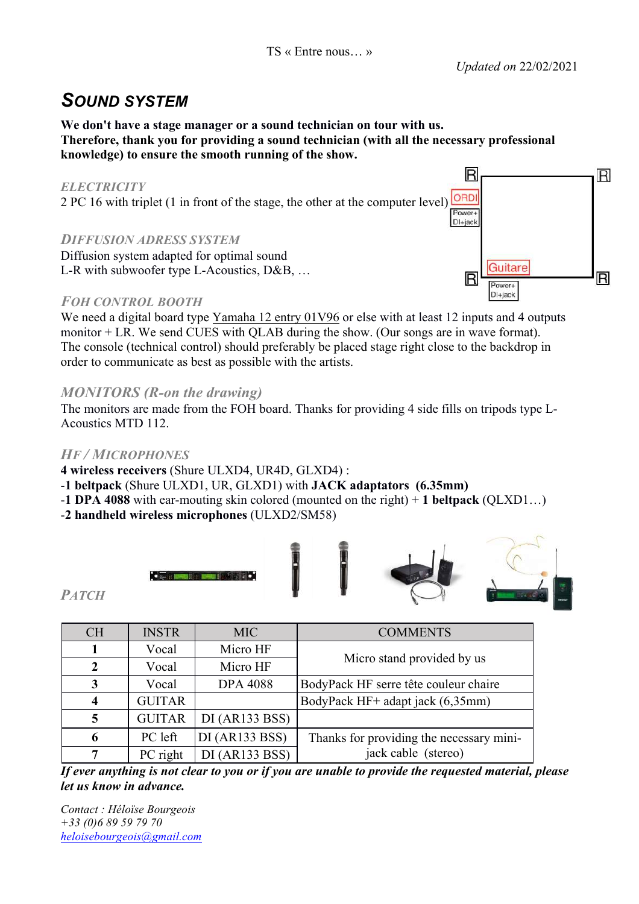TS « Entre nous… »

*Updated on* 22/02/2021

## SOUND SYSTEM

**We don't have a stage manager or a sound technician on tour with us.**
**Therefore, thank you for providing a sound technician (with all the necessary professional knowledge) to ensure the smooth running of the show.**

### *ELECTRICITY*

2 PC 16 with triplet (1 in front of the stage, the other at the computer level)

### *DIFFUSION ADRESS SYSTEM*

Diffusion system adapted for optimal sound
L-R with subwoofer type L-Acoustics, D&B, …

### *FOH CONTROL BOOTH*

We need a digital board type Yamaha 12 entry 01V96 or else with at least 12 inputs and 4 outputs monitor + LR. We send CUES with QLAB during the show. (Our songs are in wave format).
The console (technical control) should preferably be placed stage right close to the backdrop in order to communicate as best as possible with the artists.

### *MONITORS (R-on the drawing)*

The monitors are made from the FOH board. Thanks for providing 4 side fills on tripods type L-Acoustics MTD 112.

### *HF / MICROPHONES*

**4 wireless receivers** (Shure ULXD4, UR4D, GLXD4) :
-**1 beltpack** (Shure ULXD1, UR, GLXD1) with **JACK adaptators (6.35mm)**
-**1 DPA 4088** with ear-mouting skin colored (mounted on the right) + **1 beltpack** (QLXD1…)
-**2 handheld wireless microphones** (ULXD2/SM58)

### *PATCH*

| CH | INSTR | MIC | COMMENTS |
|---|---|---|---|
| **1** | Vocal | Micro HF | Micro stand provided by us |
| **2** | Vocal | Micro HF | |
| **3** | Vocal | DPA 4088 | BodyPack HF serre tête couleur chaire |
| **4** | GUITAR | | BodyPack HF+ adapt jack (6,35mm) |
| **5** | GUITAR | DI (AR133 BSS) | |
| **6** | PC left | DI (AR133 BSS) | Thanks for providing the necessary mini-jack cable (stereo) |
| **7** | PC right | DI (AR133 BSS) | |

***If ever anything is not clear to you or if you are unable to provide the requested material, please let us know in advance.***

*Contact : Héloïse Bourgeois*
*+33 (0)6 89 59 79 70*
*heloisebourgeois@gmail.com*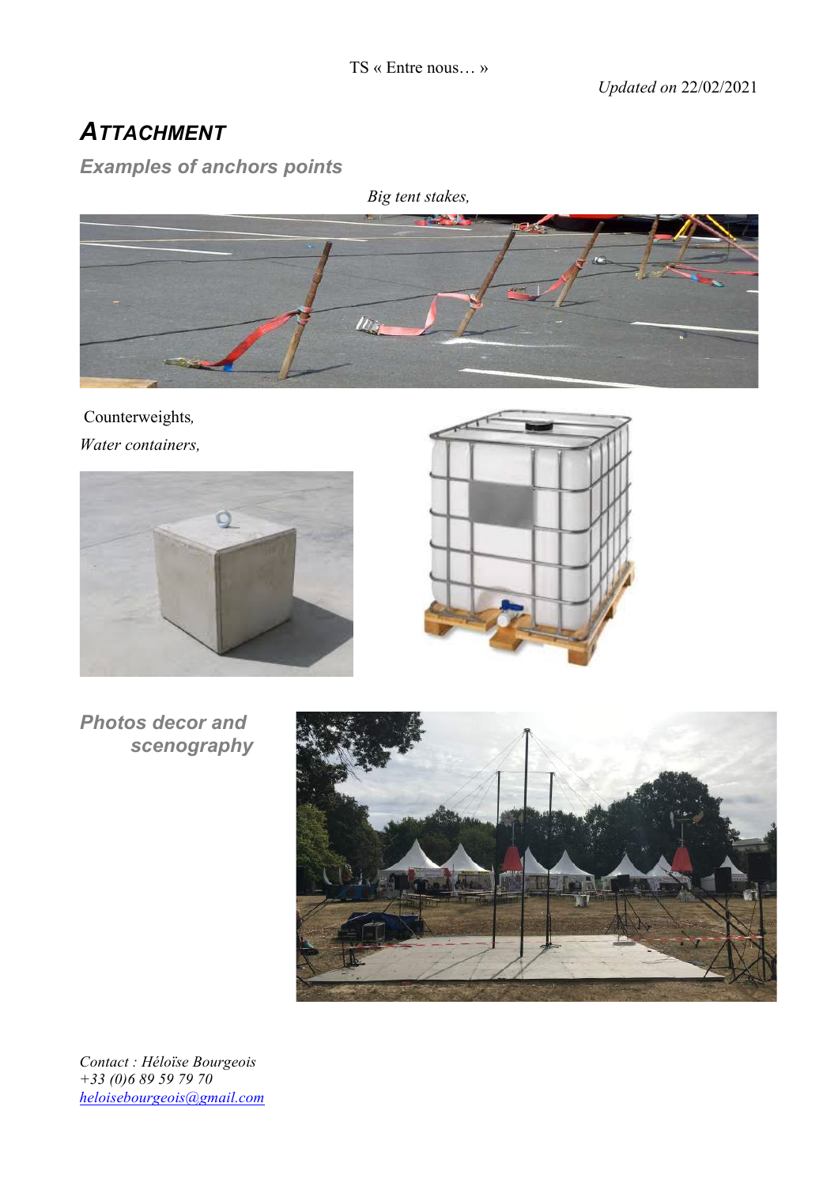## ATTACHMENT

### Examples of anchors points

*Big tent stakes,*

Counterweights,

*Water containers,*

### Photos decor and scenography

*Contact : Héloïse Bourgeois*
*+33 (0)6 89 59 79 70*
*heloisebourgeois@gmail.com*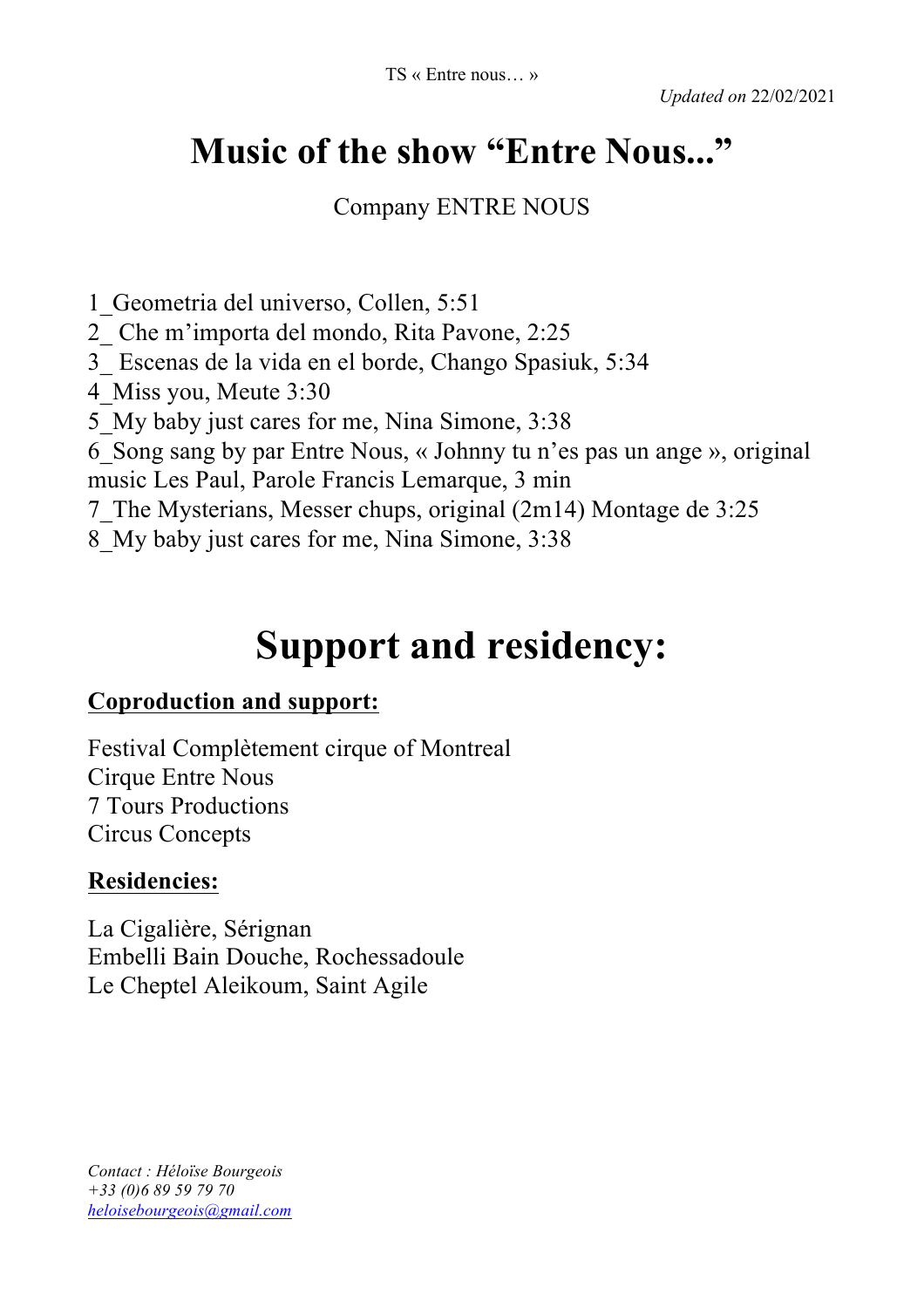# Music of the show “Entre Nous...”

Company ENTRE NOUS

1_Geometria del universo, Collen, 5:51
2_ Che m’importa del mondo, Rita Pavone, 2:25
3_ Escenas de la vida en el borde, Chango Spasiuk, 5:34
4_Miss you, Meute 3:30
5_My baby just cares for me, Nina Simone, 3:38
6_Song sang by par Entre Nous, « Johnny tu n’es pas un ange », original music Les Paul, Parole Francis Lemarque, 3 min
7_The Mysterians, Messer chups, original (2m14) Montage de 3:25
8_My baby just cares for me, Nina Simone, 3:38

# Support and residency:

**Coproduction and support:**

Festival Complètement cirque of Montreal
Cirque Entre Nous
7 Tours Productions
Circus Concepts

**Residencies:**

La Cigalière, Sérignan
Embelli Bain Douche, Rochessadoule
Le Cheptel Aleikoum, Saint Agile

*Contact : Héloïse Bourgeois*
*+33 (0)6 89 59 79 70*
*heloisebourgeois@gmail.com*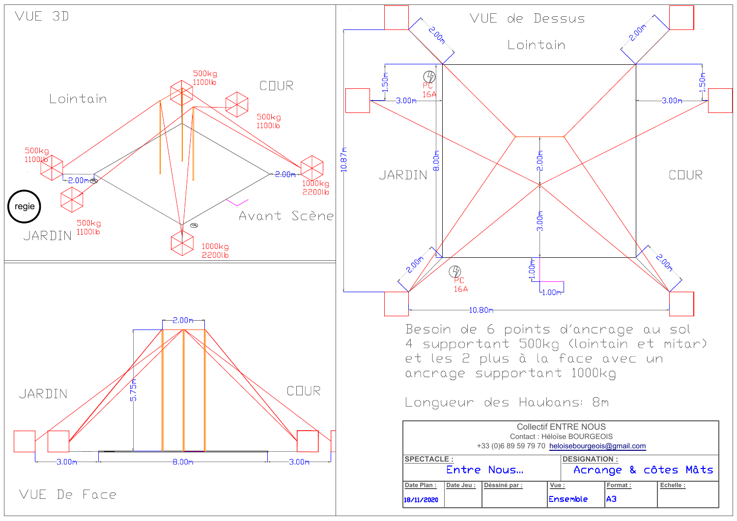## VUE 3D

Lointain

COUR

500kg
1100lb

500kg
1100lb

500kg
1100lb

2.00m

2.00m

1000kg
2200lb

regie

500kg
1100lb

JARDIN

Avant Scène

1000kg
2200lb

## VUE De Face

2.00m

5.75m

JARDIN

COUR

3.00m

8.00m

3.00m

## VUE de Dessus

Lointain

2.00m

2.00m

1.50m

PC
16A

1.50m

3.00m

3.00m

10.87m

8.00m

2.00m

JARDIN

COUR

3.00m

2.00m

PC
16A

1.00m

1.00m

2.00m

10.80m

Besoin de 6 points d'ancrage au sol
4 supportant 500kg (lointain et mitar)
et les 2 plus à la face avec un
ancrage supportant 1000kg

Longueur des Haubans: 8m

| | | | | | |
|---|---|---|---|---|---|
| Collectif ENTRE NOUS<br>Contact : Héloïse BOURGEOIS<br>+33 (0)6 89 59 79 70 heloisebourgeois@gmail.com | | | | | |
| SPECTACLE :<br>Entre Nous... | | | DESIGNATION :<br>Acrange & côtes Mâts | | |
| Date Plan :<br>18/11/2020 | Date Jeu : | Déssiné par : | Vue :<br>Ensemble | Format :<br>A3 | Echelle : |